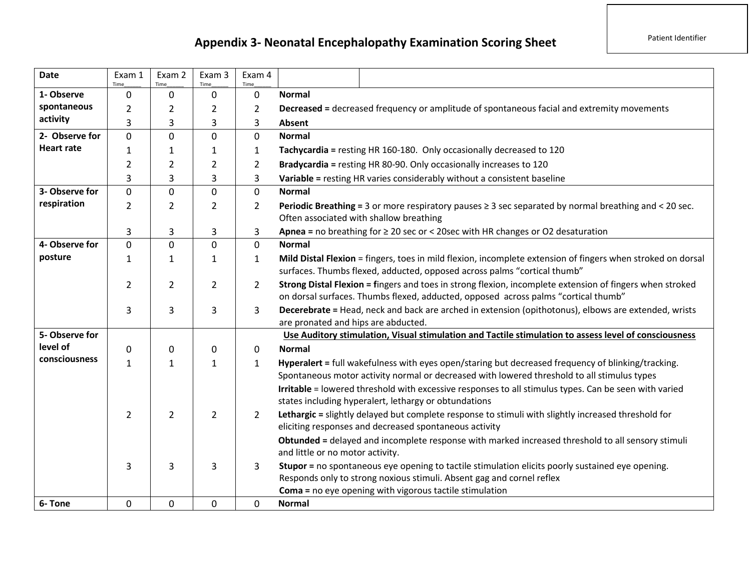Patient Identifier

# Appendix 3- Neonatal Encephalopathy Examination Scoring Sheet

| Date | Exam 1 Time_____ | Exam 2 Time_____ | Exam 3 Time_____ | Exam 4 Time_____ | | |
|---|---|---|---|---|---|---|
| **1- Observe spontaneous activity** | 0 | 0 | 0 | 0 | **Normal** | |
| | 2 | 2 | 2 | 2 | **Decreased =** decreased frequency or amplitude of spontaneous facial and extremity movements | |
| | 3 | 3 | 3 | 3 | **Absent** | |
| **2- Observe for Heart rate** | 0 | 0 | 0 | 0 | **Normal** | |
| | 1 | 1 | 1 | 1 | **Tachycardia =** resting HR 160-180. Only occasionally decreased to 120 | |
| | 2 | 2 | 2 | 2 | **Bradycardia =** resting HR 80-90. Only occasionally increases to 120 | |
| | 3 | 3 | 3 | 3 | **Variable =** resting HR varies considerably without a consistent baseline | |
| **3- Observe for respiration** | 0 | 0 | 0 | 0 | **Normal** | |
| | 2 | 2 | 2 | 2 | **Periodic Breathing =** 3 or more respiratory pauses ≥ 3 sec separated by normal breathing and < 20 sec. Often associated with shallow breathing | |
| | 3 | 3 | 3 | 3 | **Apnea =** no breathing for ≥ 20 sec or < 20sec with HR changes or O2 desaturation | |
| **4- Observe for posture** | 0 | 0 | 0 | 0 | **Normal** | |
| | 1 | 1 | 1 | 1 | **Mild Distal Flexion** = fingers, toes in mild flexion, incomplete extension of fingers when stroked on dorsal surfaces. Thumbs flexed, adducted, opposed across palms "cortical thumb" | |
| | 2 | 2 | 2 | 2 | **Strong Distal Flexion = f**ingers and toes in strong flexion, incomplete extension of fingers when stroked on dorsal surfaces. Thumbs flexed, adducted, opposed across palms "cortical thumb" | |
| | 3 | 3 | 3 | 3 | **Decerebrate =** Head, neck and back are arched in extension (opithotonus), elbows are extended, wrists are pronated and hips are abducted. | |
| **5- Observe for level of consciousness** | | | | | **Use Auditory stimulation, Visual stimulation and Tactile stimulation to assess level of consciousness** | |
| | 0 | 0 | 0 | 0 | **Normal** | |
| | 1 | 1 | 1 | 1 | **Hyperalert =** full wakefulness with eyes open/staring but decreased frequency of blinking/tracking. Spontaneous motor activity normal or decreased with lowered threshold to all stimulus types | |
| | | | | | **Irritable** = lowered threshold with excessive responses to all stimulus types. Can be seen with varied states including hyperalert, lethargy or obtundations | |
| | 2 | 2 | 2 | 2 | **Lethargic =** slightly delayed but complete response to stimuli with slightly increased threshold for eliciting responses and decreased spontaneous activity | |
| | | | | | **Obtunded =** delayed and incomplete response with marked increased threshold to all sensory stimuli and little or no motor activity. | |
| | 3 | 3 | 3 | 3 | **Stupor =** no spontaneous eye opening to tactile stimulation elicits poorly sustained eye opening. Responds only to strong noxious stimuli. Absent gag and cornel reflex | |
| | | | | | **Coma =** no eye opening with vigorous tactile stimulation | |
| **6- Tone** | 0 | 0 | 0 | 0 | **Normal** | |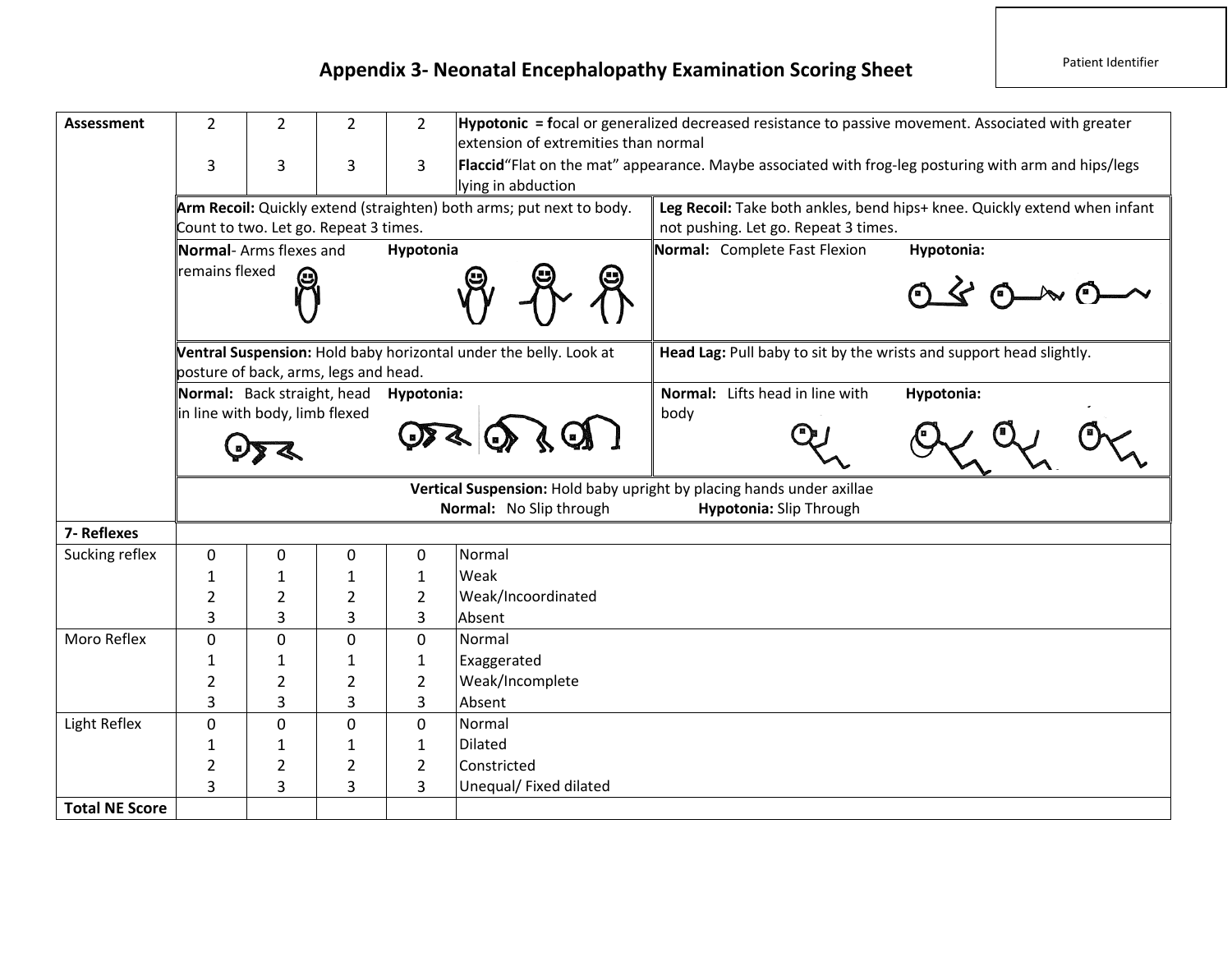# Appendix 3- Neonatal Encephalopathy Examination Scoring Sheet

Patient Identifier

| | | | | | |
|---|---|---|---|---|---|
| **Assessment** | 2<br><br>3 | 2<br><br>3 | 2<br><br>3 | 2<br><br>3 | **Hypotonic = f**ocal or generalized decreased resistance to passive movement. Associated with greater extension of extremities than normal<br>**Flaccid**"Flat on the mat" appearance. Maybe associated with frog-leg posturing with arm and hips/legs lying in abduction |

**Arm Recoil:** Quickly extend (straighten) both arms; put next to body. Count to two. Let go. Repeat 3 times.

**Normal**- Arms flexes and remains flexed    **Hypotonia**

**Leg Recoil:** Take both ankles, bend hips+ knee. Quickly extend when infant not pushing. Let go. Repeat 3 times.

**Normal:** Complete Fast Flexion    **Hypotonia:**

**Ventral Suspension:** Hold baby horizontal under the belly. Look at posture of back, arms, legs and head.

**Normal:** Back straight, head in line with body, limb flexed    **Hypotonia:**

**Head Lag:** Pull baby to sit by the wrists and support head slightly.

**Normal:** Lifts head in line with body    **Hypotonia:**

**Vertical Suspension:** Hold baby upright by placing hands under axillae

**Normal:** No Slip through    **Hypotonia:** Slip Through

| | | | | | |
|---|---|---|---|---|---|
| **7- Reflexes** | | | | | |
| Sucking reflex | 0<br>1<br>2<br>3 | 0<br>1<br>2<br>3 | 0<br>1<br>2<br>3 | 0<br>1<br>2<br>3 | Normal<br>Weak<br>Weak/Incoordinated<br>Absent |
| Moro Reflex | 0<br>1<br>2<br>3 | 0<br>1<br>2<br>3 | 0<br>1<br>2<br>3 | 0<br>1<br>2<br>3 | Normal<br>Exaggerated<br>Weak/Incomplete<br>Absent |
| Light Reflex | 0<br>1<br>2<br>3 | 0<br>1<br>2<br>3 | 0<br>1<br>2<br>3 | 0<br>1<br>2<br>3 | Normal<br>Dilated<br>Constricted<br>Unequal/ Fixed dilated |
| **Total NE Score** | | | | | |